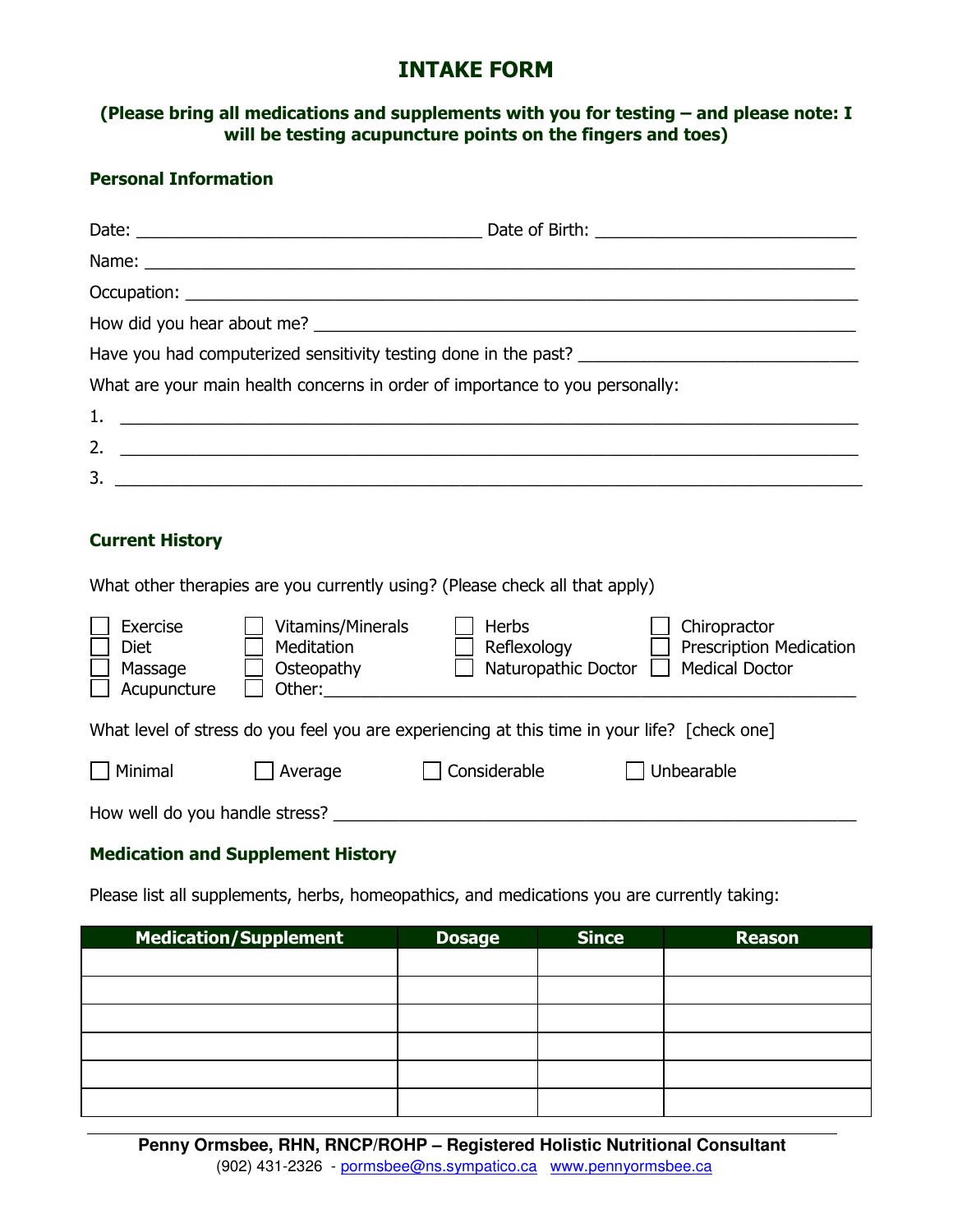# INTAKE FORM

**(Please bring all medications and supplements with you for testing – and please note: I will be testing acupuncture points on the fingers and toes)**

## Personal Information

Date: ____________________________________ Date of Birth: ___________________________

Name: ___________________________________________________________________________

Occupation: ______________________________________________________________________

How did you hear about me? ______________________________________________________

Have you had computerized sensitivity testing done in the past? ______________________________

What are your main health concerns in order of importance to you personally:

1. ___________________________________________________________________________
2. ___________________________________________________________________________
3. ___________________________________________________________________________

## Current History

What other therapies are you currently using? (Please check all that apply)

- [ ] Exercise
- [ ] Diet
- [ ] Massage
- [ ] Acupuncture
- [ ] Vitamins/Minerals
- [ ] Meditation
- [ ] Osteopathy
- [ ] Other: ____________________________________________________
- [ ] Herbs
- [ ] Reflexology
- [ ] Naturopathic Doctor
- [ ] Chiropractor
- [ ] Prescription Medication
- [ ] Medical Doctor

What level of stress do you feel you are experiencing at this time in your life? [check one]

- [ ] Minimal
- [ ] Average
- [ ] Considerable
- [ ] Unbearable

How well do you handle stress? ___________________________________________________

## Medication and Supplement History

Please list all supplements, herbs, homeopathics, and medications you are currently taking:

| Medication/Supplement | Dosage | Since | Reason |
|---|---|---|---|
| | | | |
| | | | |
| | | | |
| | | | |
| | | | |
| | | | |

**Penny Ormsbee, RHN, RNCP/ROHP – Registered Holistic Nutritional Consultant**
(902) 431-2326 - pormsbee@ns.sympatico.ca www.pennyormsbee.ca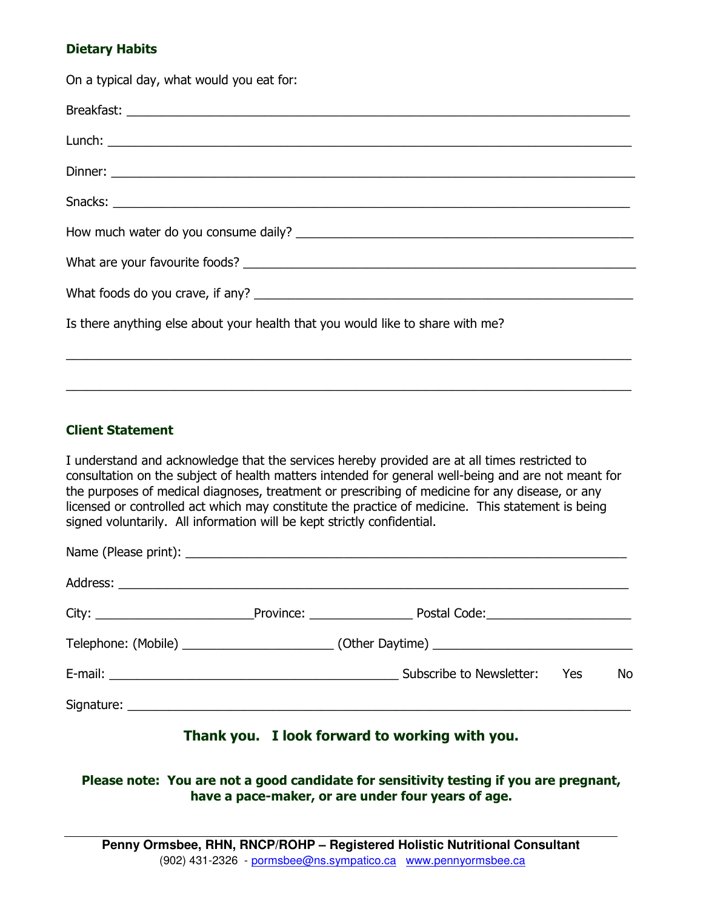## Dietary Habits

On a typical day, what would you eat for:

Breakfast: ______________________________________________________________________

Lunch: _________________________________________________________________________

Dinner: ________________________________________________________________________

Snacks: ________________________________________________________________________

How much water do you consume daily? ___________________________________________

What are your favourite foods? _________________________________________________

What foods do you crave, if any? _______________________________________________

Is there anything else about your health that you would like to share with me?

________________________________________________________________________________

________________________________________________________________________________

## Client Statement

I understand and acknowledge that the services hereby provided are at all times restricted to consultation on the subject of health matters intended for general well-being and are not meant for the purposes of medical diagnoses, treatment or prescribing of medicine for any disease, or any licensed or controlled act which may constitute the practice of medicine. This statement is being signed voluntarily. All information will be kept strictly confidential.

Name (Please print): ____________________________________________________________

Address: _______________________________________________________________________

City: ______________________ Province: ______________ Postal Code: ___________________

Telephone: (Mobile) ____________________ (Other Daytime) __________________________

E-mail: ________________________________________ Subscribe to Newsletter: Yes No

Signature: ______________________________________________________________________

**Thank you. I look forward to working with you.**

**Please note: You are not a good candidate for sensitivity testing if you are pregnant, have a pace-maker, or are under four years of age.**

**Penny Ormsbee, RHN, RNCP/ROHP – Registered Holistic Nutritional Consultant**
(902) 431-2326 - pormsbee@ns.sympatico.ca www.pennyormsbee.ca